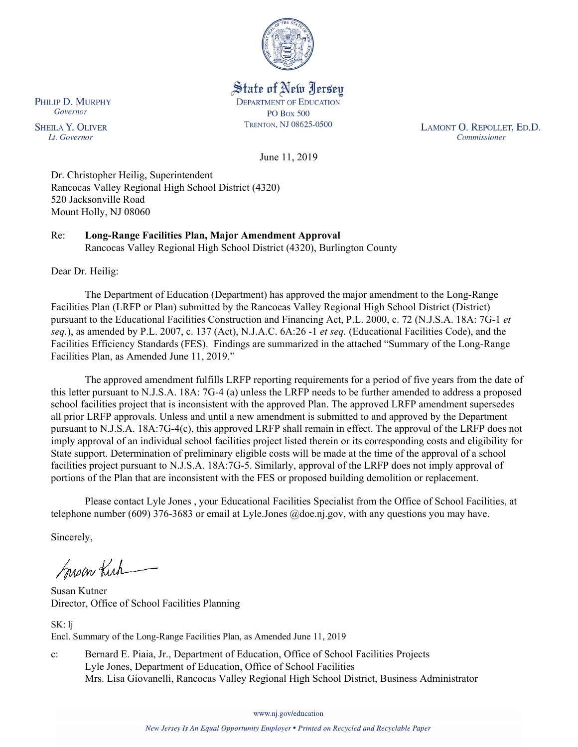State of New Jersey
DEPARTMENT OF EDUCATION
PO BOX 500
TRENTON, NJ 08625-0500

PHILIP D. MURPHY
*Governor*

SHEILA Y. OLIVER
*Lt. Governor*

LAMONT O. REPOLLET, ED.D.
*Commissioner*

June 11, 2019

Dr. Christopher Heilig, Superintendent
Rancocas Valley Regional High School District (4320)
520 Jacksonville Road
Mount Holly, NJ 08060

Re: **Long-Range Facilities Plan, Major Amendment Approval**
Rancocas Valley Regional High School District (4320), Burlington County

Dear Dr. Heilig:

The Department of Education (Department) has approved the major amendment to the Long-Range Facilities Plan (LRFP or Plan) submitted by the Rancocas Valley Regional High School District (District) pursuant to the Educational Facilities Construction and Financing Act, P.L. 2000, c. 72 (N.J.S.A. 18A: 7G-1 *et seq.*), as amended by P.L. 2007, c. 137 (Act), N.J.A.C. 6A:26 -1 *et seq.* (Educational Facilities Code), and the Facilities Efficiency Standards (FES). Findings are summarized in the attached "Summary of the Long-Range Facilities Plan, as Amended June 11, 2019."

The approved amendment fulfills LRFP reporting requirements for a period of five years from the date of this letter pursuant to N.J.S.A. 18A: 7G-4 (a) unless the LRFP needs to be further amended to address a proposed school facilities project that is inconsistent with the approved Plan. The approved LRFP amendment supersedes all prior LRFP approvals. Unless and until a new amendment is submitted to and approved by the Department pursuant to N.J.S.A. 18A:7G-4(c), this approved LRFP shall remain in effect. The approval of the LRFP does not imply approval of an individual school facilities project listed therein or its corresponding costs and eligibility for State support. Determination of preliminary eligible costs will be made at the time of the approval of a school facilities project pursuant to N.J.S.A. 18A:7G-5. Similarly, approval of the LRFP does not imply approval of portions of the Plan that are inconsistent with the FES or proposed building demolition or replacement.

Please contact Lyle Jones , your Educational Facilities Specialist from the Office of School Facilities, at telephone number (609) 376-3683 or email at Lyle.Jones @doe.nj.gov, with any questions you may have.

Sincerely,

Susan Kutner
Director, Office of School Facilities Planning

SK: lj
Encl. Summary of the Long-Range Facilities Plan, as Amended June 11, 2019

c: Bernard E. Piaia, Jr., Department of Education, Office of School Facilities Projects
Lyle Jones, Department of Education, Office of School Facilities
Mrs. Lisa Giovanelli, Rancocas Valley Regional High School District, Business Administrator

www.nj.gov/education

*New Jersey Is An Equal Opportunity Employer • Printed on Recycled and Recyclable Paper*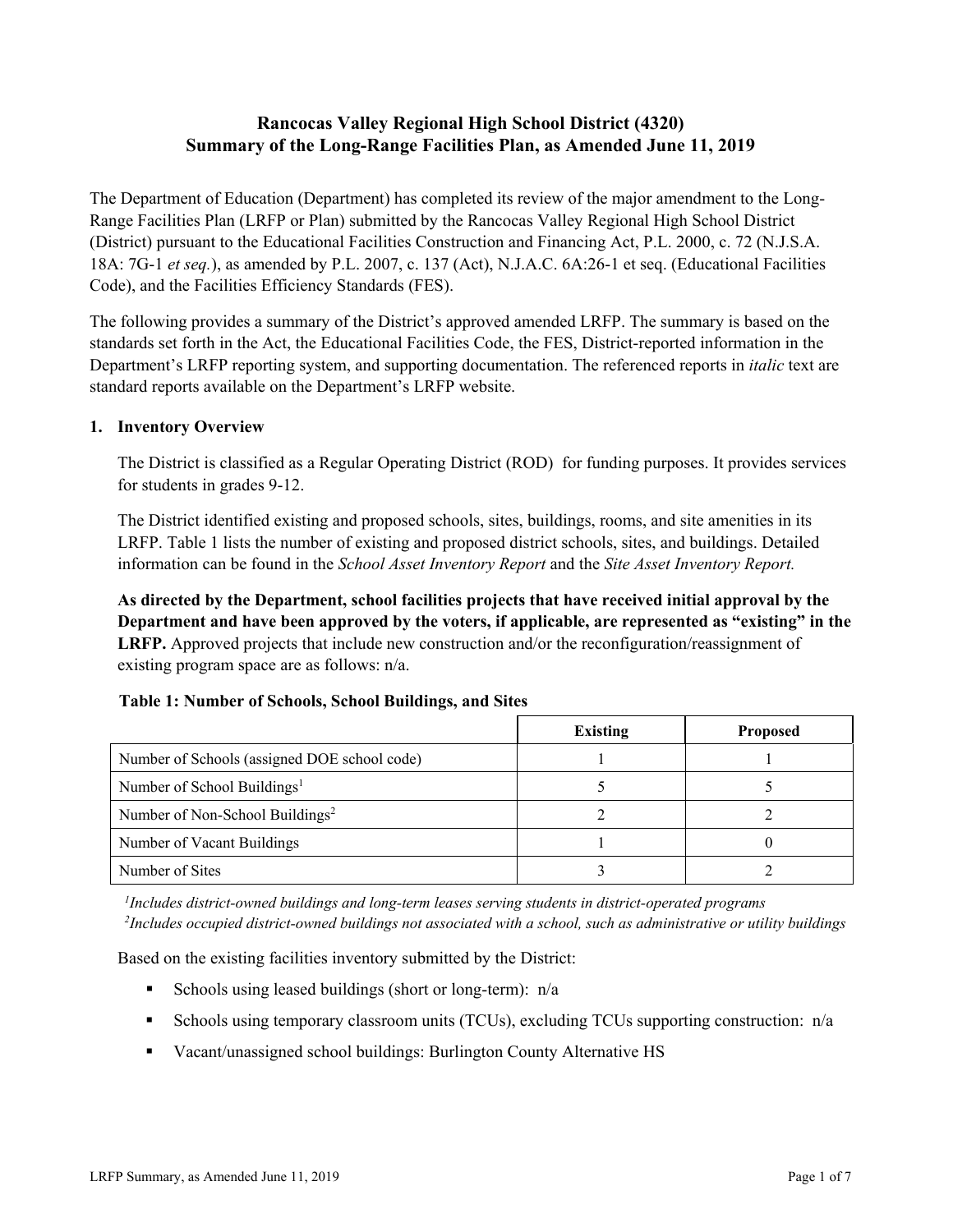# Rancocas Valley Regional High School District (4320)
# Summary of the Long-Range Facilities Plan, as Amended June 11, 2019

The Department of Education (Department) has completed its review of the major amendment to the Long-Range Facilities Plan (LRFP or Plan) submitted by the Rancocas Valley Regional High School District (District) pursuant to the Educational Facilities Construction and Financing Act, P.L. 2000, c. 72 (N.J.S.A. 18A: 7G-1 *et seq.*), as amended by P.L. 2007, c. 137 (Act), N.J.A.C. 6A:26-1 et seq. (Educational Facilities Code), and the Facilities Efficiency Standards (FES).

The following provides a summary of the District's approved amended LRFP. The summary is based on the standards set forth in the Act, the Educational Facilities Code, the FES, District-reported information in the Department's LRFP reporting system, and supporting documentation. The referenced reports in *italic* text are standard reports available on the Department's LRFP website.

## 1. Inventory Overview

The District is classified as a Regular Operating District (ROD) for funding purposes. It provides services for students in grades 9-12.

The District identified existing and proposed schools, sites, buildings, rooms, and site amenities in its LRFP. Table 1 lists the number of existing and proposed district schools, sites, and buildings. Detailed information can be found in the *School Asset Inventory Report* and the *Site Asset Inventory Report.*

**As directed by the Department, school facilities projects that have received initial approval by the Department and have been approved by the voters, if applicable, are represented as "existing" in the LRFP.** Approved projects that include new construction and/or the reconfiguration/reassignment of existing program space are as follows: n/a.

**Table 1: Number of Schools, School Buildings, and Sites**

| | Existing | Proposed |
|---|---|---|
| Number of Schools (assigned DOE school code) | 1 | 1 |
| Number of School Buildings[1] | 5 | 5 |
| Number of Non-School Buildings[2] | 2 | 2 |
| Number of Vacant Buildings | 1 | 0 |
| Number of Sites | 3 | 2 |

*[1]Includes district-owned buildings and long-term leases serving students in district-operated programs*
*[2]Includes occupied district-owned buildings not associated with a school, such as administrative or utility buildings*

Based on the existing facilities inventory submitted by the District:

- Schools using leased buildings (short or long-term): n/a
- Schools using temporary classroom units (TCUs), excluding TCUs supporting construction: n/a
- Vacant/unassigned school buildings: Burlington County Alternative HS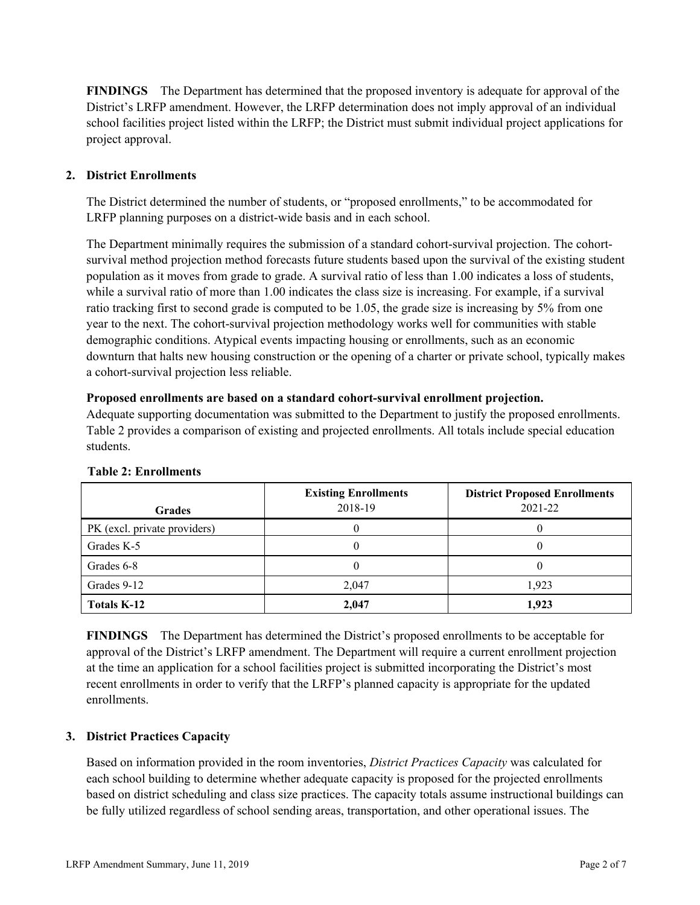**FINDINGS** The Department has determined that the proposed inventory is adequate for approval of the District's LRFP amendment. However, the LRFP determination does not imply approval of an individual school facilities project listed within the LRFP; the District must submit individual project applications for project approval.

## 2. District Enrollments

The District determined the number of students, or "proposed enrollments," to be accommodated for LRFP planning purposes on a district-wide basis and in each school.

The Department minimally requires the submission of a standard cohort-survival projection. The cohort-survival method projection method forecasts future students based upon the survival of the existing student population as it moves from grade to grade. A survival ratio of less than 1.00 indicates a loss of students, while a survival ratio of more than 1.00 indicates the class size is increasing. For example, if a survival ratio tracking first to second grade is computed to be 1.05, the grade size is increasing by 5% from one year to the next. The cohort-survival projection methodology works well for communities with stable demographic conditions. Atypical events impacting housing or enrollments, such as an economic downturn that halts new housing construction or the opening of a charter or private school, typically makes a cohort-survival projection less reliable.

**Proposed enrollments are based on a standard cohort-survival enrollment projection.**
Adequate supporting documentation was submitted to the Department to justify the proposed enrollments. Table 2 provides a comparison of existing and projected enrollments. All totals include special education students.

**Table 2: Enrollments**

| Grades | Existing Enrollments 2018-19 | District Proposed Enrollments 2021-22 |
|---|---|---|
| PK (excl. private providers) | 0 | 0 |
| Grades K-5 | 0 | 0 |
| Grades 6-8 | 0 | 0 |
| Grades 9-12 | 2,047 | 1,923 |
| **Totals K-12** | **2,047** | **1,923** |

**FINDINGS** The Department has determined the District's proposed enrollments to be acceptable for approval of the District's LRFP amendment. The Department will require a current enrollment projection at the time an application for a school facilities project is submitted incorporating the District's most recent enrollments in order to verify that the LRFP's planned capacity is appropriate for the updated enrollments.

## 3. District Practices Capacity

Based on information provided in the room inventories, *District Practices Capacity* was calculated for each school building to determine whether adequate capacity is proposed for the projected enrollments based on district scheduling and class size practices. The capacity totals assume instructional buildings can be fully utilized regardless of school sending areas, transportation, and other operational issues. The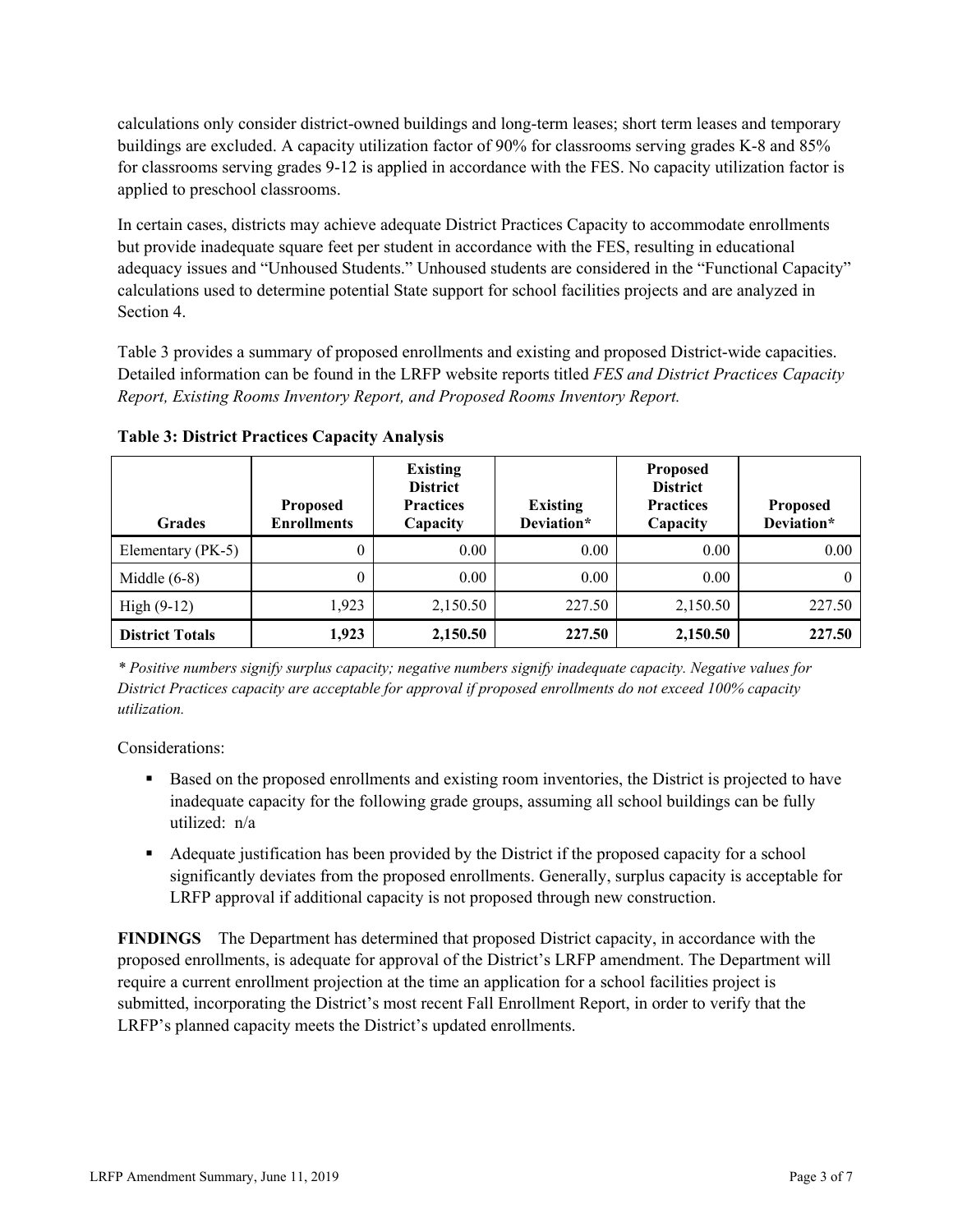calculations only consider district-owned buildings and long-term leases; short term leases and temporary buildings are excluded. A capacity utilization factor of 90% for classrooms serving grades K-8 and 85% for classrooms serving grades 9-12 is applied in accordance with the FES. No capacity utilization factor is applied to preschool classrooms.

In certain cases, districts may achieve adequate District Practices Capacity to accommodate enrollments but provide inadequate square feet per student in accordance with the FES, resulting in educational adequacy issues and "Unhoused Students." Unhoused students are considered in the "Functional Capacity" calculations used to determine potential State support for school facilities projects and are analyzed in Section 4.

Table 3 provides a summary of proposed enrollments and existing and proposed District-wide capacities. Detailed information can be found in the LRFP website reports titled *FES and District Practices Capacity Report, Existing Rooms Inventory Report, and Proposed Rooms Inventory Report.*

**Table 3: District Practices Capacity Analysis**

| Grades | Proposed Enrollments | Existing District Practices Capacity | Existing Deviation* | Proposed District Practices Capacity | Proposed Deviation* |
|---|---|---|---|---|---|
| Elementary (PK-5) | 0 | 0.00 | 0.00 | 0.00 | 0.00 |
| Middle (6-8) | 0 | 0.00 | 0.00 | 0.00 | 0 |
| High (9-12) | 1,923 | 2,150.50 | 227.50 | 2,150.50 | 227.50 |
| **District Totals** | **1,923** | **2,150.50** | **227.50** | **2,150.50** | **227.50** |

*\* Positive numbers signify surplus capacity; negative numbers signify inadequate capacity. Negative values for District Practices capacity are acceptable for approval if proposed enrollments do not exceed 100% capacity utilization.*

Considerations:

- Based on the proposed enrollments and existing room inventories, the District is projected to have inadequate capacity for the following grade groups, assuming all school buildings can be fully utilized: n/a
- Adequate justification has been provided by the District if the proposed capacity for a school significantly deviates from the proposed enrollments. Generally, surplus capacity is acceptable for LRFP approval if additional capacity is not proposed through new construction.

**FINDINGS** The Department has determined that proposed District capacity, in accordance with the proposed enrollments, is adequate for approval of the District's LRFP amendment. The Department will require a current enrollment projection at the time an application for a school facilities project is submitted, incorporating the District's most recent Fall Enrollment Report, in order to verify that the LRFP's planned capacity meets the District's updated enrollments.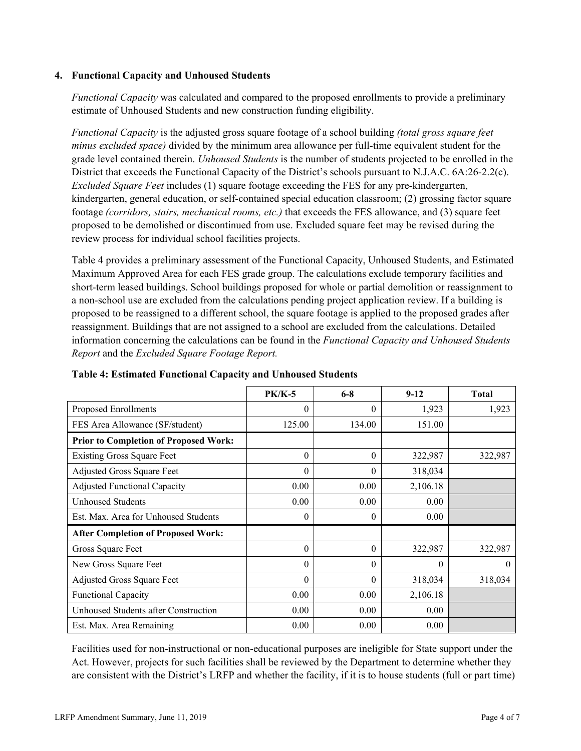### 4. Functional Capacity and Unhoused Students

*Functional Capacity* was calculated and compared to the proposed enrollments to provide a preliminary estimate of Unhoused Students and new construction funding eligibility.

*Functional Capacity* is the adjusted gross square footage of a school building *(total gross square feet minus excluded space)* divided by the minimum area allowance per full-time equivalent student for the grade level contained therein. *Unhoused Students* is the number of students projected to be enrolled in the District that exceeds the Functional Capacity of the District's schools pursuant to N.J.A.C. 6A:26-2.2(c). *Excluded Square Feet* includes (1) square footage exceeding the FES for any pre-kindergarten, kindergarten, general education, or self-contained special education classroom; (2) grossing factor square footage *(corridors, stairs, mechanical rooms, etc.)* that exceeds the FES allowance, and (3) square feet proposed to be demolished or discontinued from use. Excluded square feet may be revised during the review process for individual school facilities projects.

Table 4 provides a preliminary assessment of the Functional Capacity, Unhoused Students, and Estimated Maximum Approved Area for each FES grade group. The calculations exclude temporary facilities and short-term leased buildings. School buildings proposed for whole or partial demolition or reassignment to a non-school use are excluded from the calculations pending project application review. If a building is proposed to be reassigned to a different school, the square footage is applied to the proposed grades after reassignment. Buildings that are not assigned to a school are excluded from the calculations. Detailed information concerning the calculations can be found in the *Functional Capacity and Unhoused Students Report* and the *Excluded Square Footage Report.*

**Table 4: Estimated Functional Capacity and Unhoused Students**

| | PK/K-5 | 6-8 | 9-12 | Total |
|---|---|---|---|---|
| Proposed Enrollments | 0 | 0 | 1,923 | 1,923 |
| FES Area Allowance (SF/student) | 125.00 | 134.00 | 151.00 | |
| **Prior to Completion of Proposed Work:** | | | | |
| Existing Gross Square Feet | 0 | 0 | 322,987 | 322,987 |
| Adjusted Gross Square Feet | 0 | 0 | 318,034 | |
| Adjusted Functional Capacity | 0.00 | 0.00 | 2,106.18 | |
| Unhoused Students | 0.00 | 0.00 | 0.00 | |
| Est. Max. Area for Unhoused Students | 0 | 0 | 0.00 | |
| **After Completion of Proposed Work:** | | | | |
| Gross Square Feet | 0 | 0 | 322,987 | 322,987 |
| New Gross Square Feet | 0 | 0 | 0 | 0 |
| Adjusted Gross Square Feet | 0 | 0 | 318,034 | 318,034 |
| Functional Capacity | 0.00 | 0.00 | 2,106.18 | |
| Unhoused Students after Construction | 0.00 | 0.00 | 0.00 | |
| Est. Max. Area Remaining | 0.00 | 0.00 | 0.00 | |

Facilities used for non-instructional or non-educational purposes are ineligible for State support under the Act. However, projects for such facilities shall be reviewed by the Department to determine whether they are consistent with the District's LRFP and whether the facility, if it is to house students (full or part time)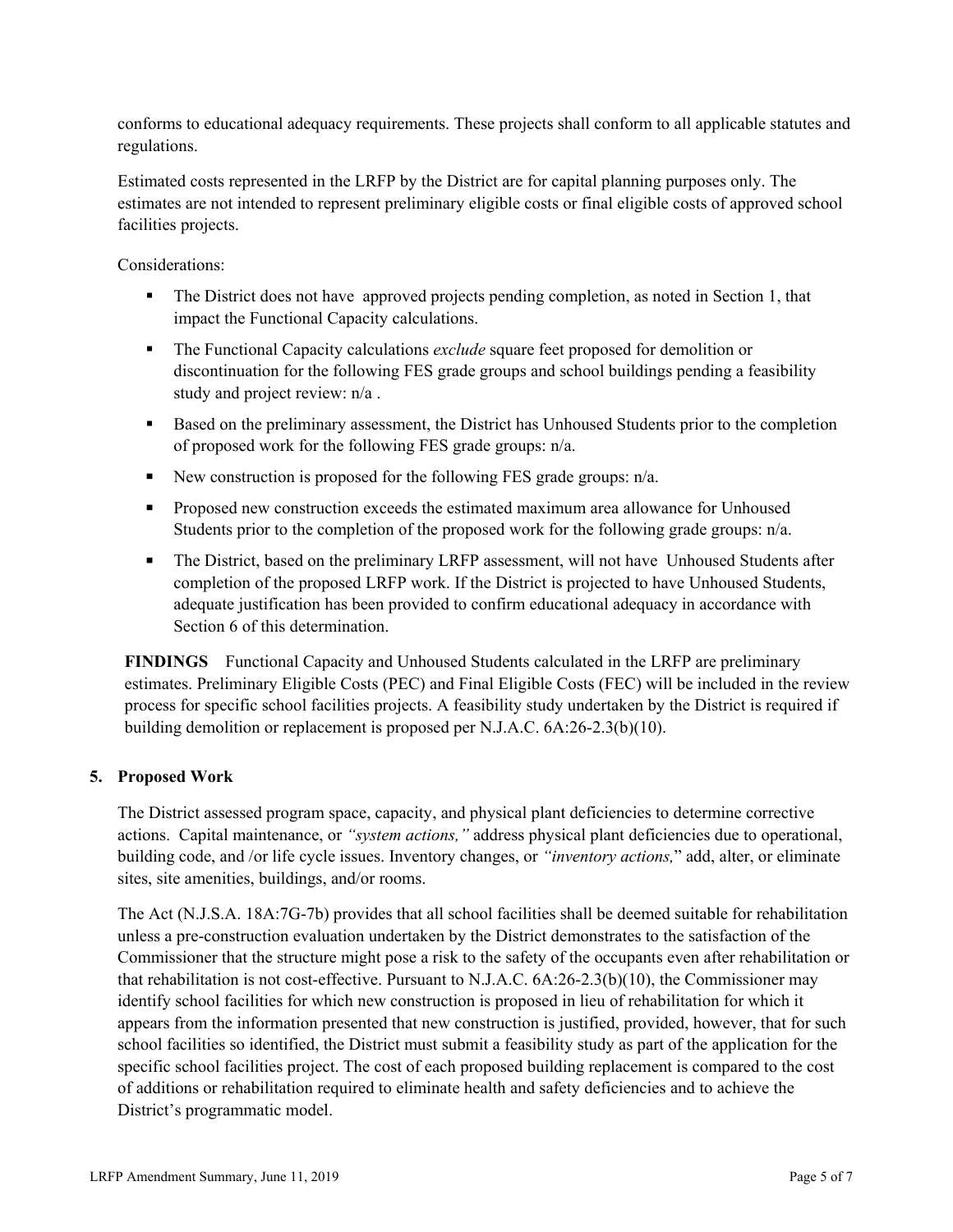conforms to educational adequacy requirements. These projects shall conform to all applicable statutes and regulations.

Estimated costs represented in the LRFP by the District are for capital planning purposes only. The estimates are not intended to represent preliminary eligible costs or final eligible costs of approved school facilities projects.

Considerations:

- The District does not have approved projects pending completion, as noted in Section 1, that impact the Functional Capacity calculations.
- The Functional Capacity calculations *exclude* square feet proposed for demolition or discontinuation for the following FES grade groups and school buildings pending a feasibility study and project review: n/a .
- Based on the preliminary assessment, the District has Unhoused Students prior to the completion of proposed work for the following FES grade groups: n/a.
- New construction is proposed for the following FES grade groups: n/a.
- Proposed new construction exceeds the estimated maximum area allowance for Unhoused Students prior to the completion of the proposed work for the following grade groups: n/a.
- The District, based on the preliminary LRFP assessment, will not have Unhoused Students after completion of the proposed LRFP work. If the District is projected to have Unhoused Students, adequate justification has been provided to confirm educational adequacy in accordance with Section 6 of this determination.

**FINDINGS** Functional Capacity and Unhoused Students calculated in the LRFP are preliminary estimates. Preliminary Eligible Costs (PEC) and Final Eligible Costs (FEC) will be included in the review process for specific school facilities projects. A feasibility study undertaken by the District is required if building demolition or replacement is proposed per N.J.A.C. 6A:26-2.3(b)(10).

## 5. Proposed Work

The District assessed program space, capacity, and physical plant deficiencies to determine corrective actions. Capital maintenance, or *"system actions,"* address physical plant deficiencies due to operational, building code, and /or life cycle issues. Inventory changes, or *"inventory actions,"* add, alter, or eliminate sites, site amenities, buildings, and/or rooms.

The Act (N.J.S.A. 18A:7G-7b) provides that all school facilities shall be deemed suitable for rehabilitation unless a pre-construction evaluation undertaken by the District demonstrates to the satisfaction of the Commissioner that the structure might pose a risk to the safety of the occupants even after rehabilitation or that rehabilitation is not cost-effective. Pursuant to N.J.A.C. 6A:26-2.3(b)(10), the Commissioner may identify school facilities for which new construction is proposed in lieu of rehabilitation for which it appears from the information presented that new construction is justified, provided, however, that for such school facilities so identified, the District must submit a feasibility study as part of the application for the specific school facilities project. The cost of each proposed building replacement is compared to the cost of additions or rehabilitation required to eliminate health and safety deficiencies and to achieve the District's programmatic model.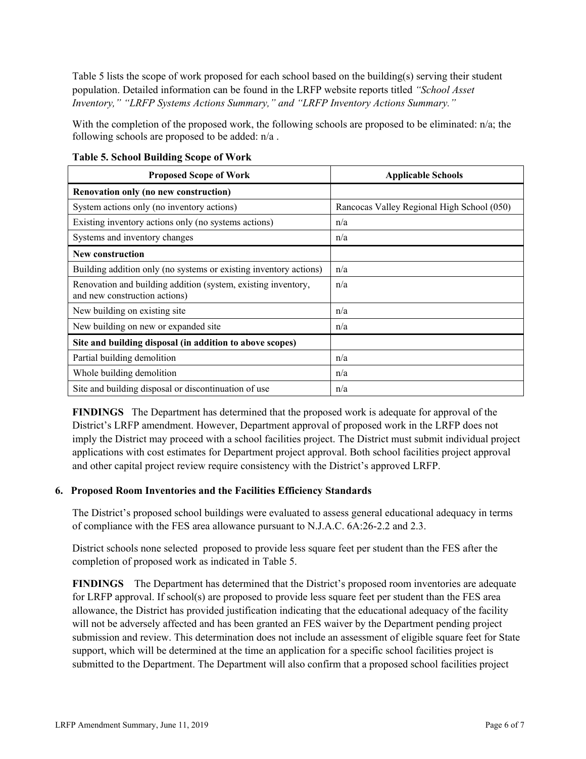Table 5 lists the scope of work proposed for each school based on the building(s) serving their student population. Detailed information can be found in the LRFP website reports titled *"School Asset Inventory," "LRFP Systems Actions Summary," and "LRFP Inventory Actions Summary."*

With the completion of the proposed work, the following schools are proposed to be eliminated: n/a; the following schools are proposed to be added: n/a .

**Table 5. School Building Scope of Work**

| Proposed Scope of Work | Applicable Schools |
|---|---|
| **Renovation only (no new construction)** | |
| System actions only (no inventory actions) | Rancocas Valley Regional High School (050) |
| Existing inventory actions only (no systems actions) | n/a |
| Systems and inventory changes | n/a |
| **New construction** | |
| Building addition only (no systems or existing inventory actions) | n/a |
| Renovation and building addition (system, existing inventory, and new construction actions) | n/a |
| New building on existing site | n/a |
| New building on new or expanded site | n/a |
| **Site and building disposal (in addition to above scopes)** | |
| Partial building demolition | n/a |
| Whole building demolition | n/a |
| Site and building disposal or discontinuation of use | n/a |

**FINDINGS** The Department has determined that the proposed work is adequate for approval of the District's LRFP amendment. However, Department approval of proposed work in the LRFP does not imply the District may proceed with a school facilities project. The District must submit individual project applications with cost estimates for Department project approval. Both school facilities project approval and other capital project review require consistency with the District's approved LRFP.

### 6. Proposed Room Inventories and the Facilities Efficiency Standards

The District's proposed school buildings were evaluated to assess general educational adequacy in terms of compliance with the FES area allowance pursuant to N.J.A.C. 6A:26-2.2 and 2.3.

District schools none selected proposed to provide less square feet per student than the FES after the completion of proposed work as indicated in Table 5.

**FINDINGS** The Department has determined that the District's proposed room inventories are adequate for LRFP approval. If school(s) are proposed to provide less square feet per student than the FES area allowance, the District has provided justification indicating that the educational adequacy of the facility will not be adversely affected and has been granted an FES waiver by the Department pending project submission and review. This determination does not include an assessment of eligible square feet for State support, which will be determined at the time an application for a specific school facilities project is submitted to the Department. The Department will also confirm that a proposed school facilities project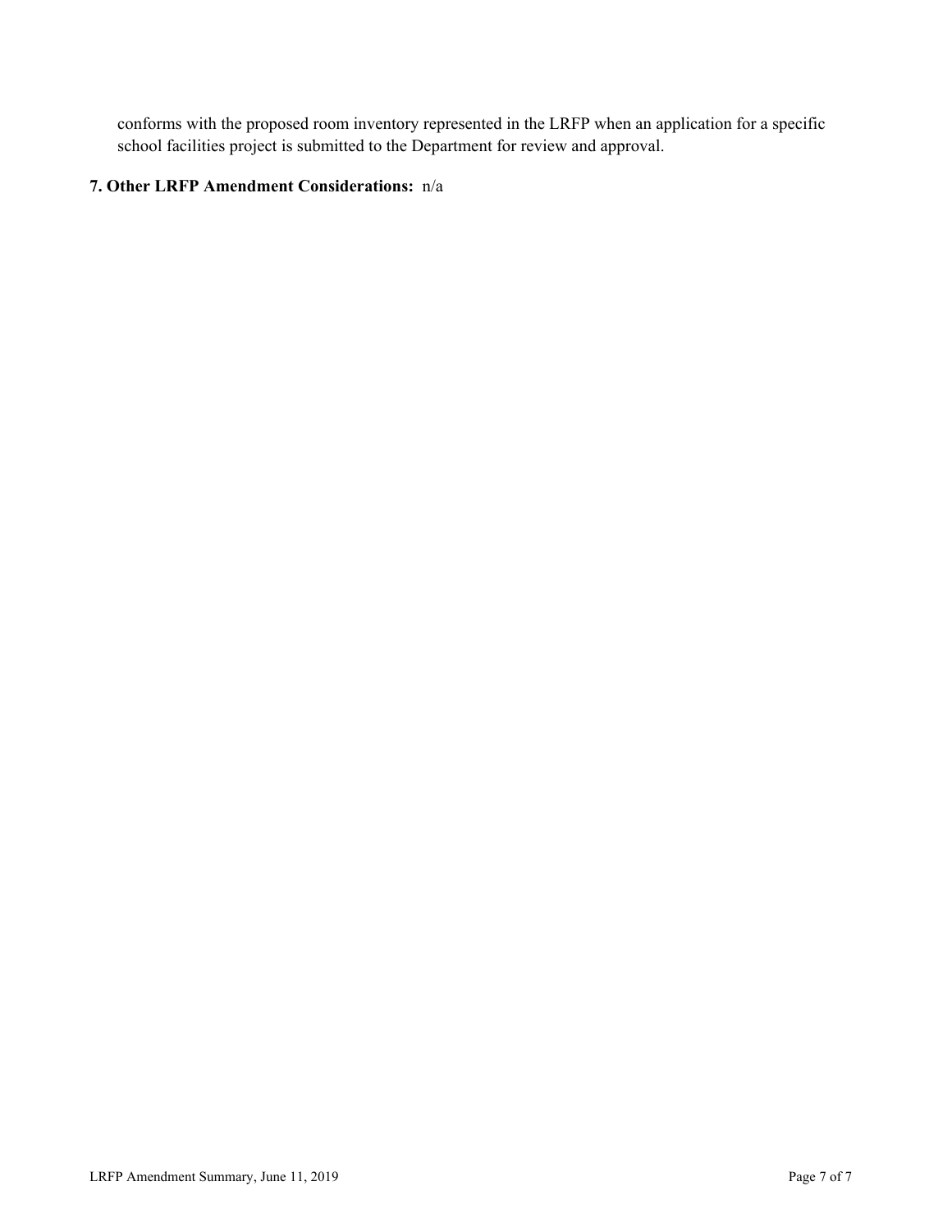conforms with the proposed room inventory represented in the LRFP when an application for a specific school facilities project is submitted to the Department for review and approval.

**7. Other LRFP Amendment Considerations:** n/a